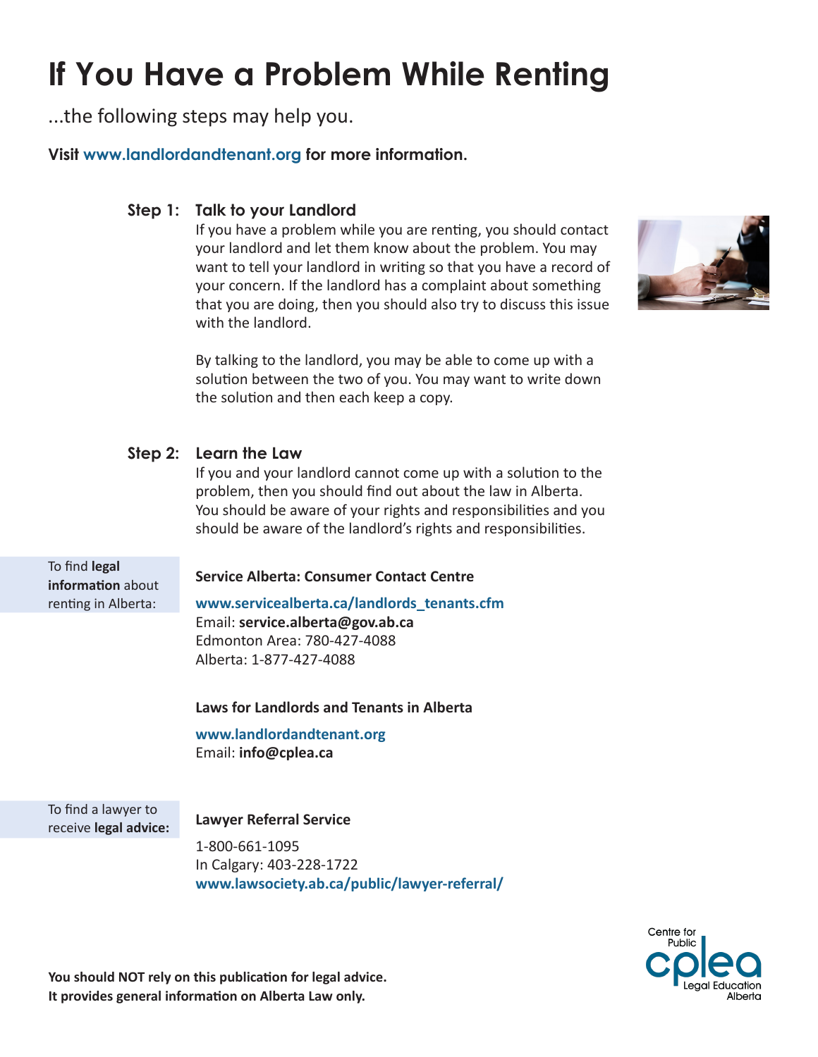# If You Have a Problem While Renting

...the following steps may help you.

**Visit www.landlordandtenant.org for more information.**

## Step 1: Talk to your Landlord

If you have a problem while you are renting, you should contact your landlord and let them know about the problem. You may want to tell your landlord in writing so that you have a record of your concern. If the landlord has a complaint about something that you are doing, then you should also try to discuss this issue with the landlord.

By talking to the landlord, you may be able to come up with a solution between the two of you. You may want to write down the solution and then each keep a copy.

## Step 2: Learn the Law

If you and your landlord cannot come up with a solution to the problem, then you should find out about the law in Alberta. You should be aware of your rights and responsibilities and you should be aware of the landlord's rights and responsibilities.

To find **legal information** about renting in Alberta:

**Service Alberta: Consumer Contact Centre**

**www.servicealberta.ca/landlords_tenants.cfm**
Email: **service.alberta@gov.ab.ca**
Edmonton Area: 780-427-4088
Alberta: 1-877-427-4088

**Laws for Landlords and Tenants in Alberta**

**www.landlordandtenant.org**
Email: **info@cplea.ca**

To find a lawyer to receive **legal advice:**

**Lawyer Referral Service**

1-800-661-1095
In Calgary: 403-228-1722
**www.lawsociety.ab.ca/public/lawyer-referral/**

**You should NOT rely on this publication for legal advice.**
**It provides general information on Alberta Law only.**

Centre for Public Legal Education Alberta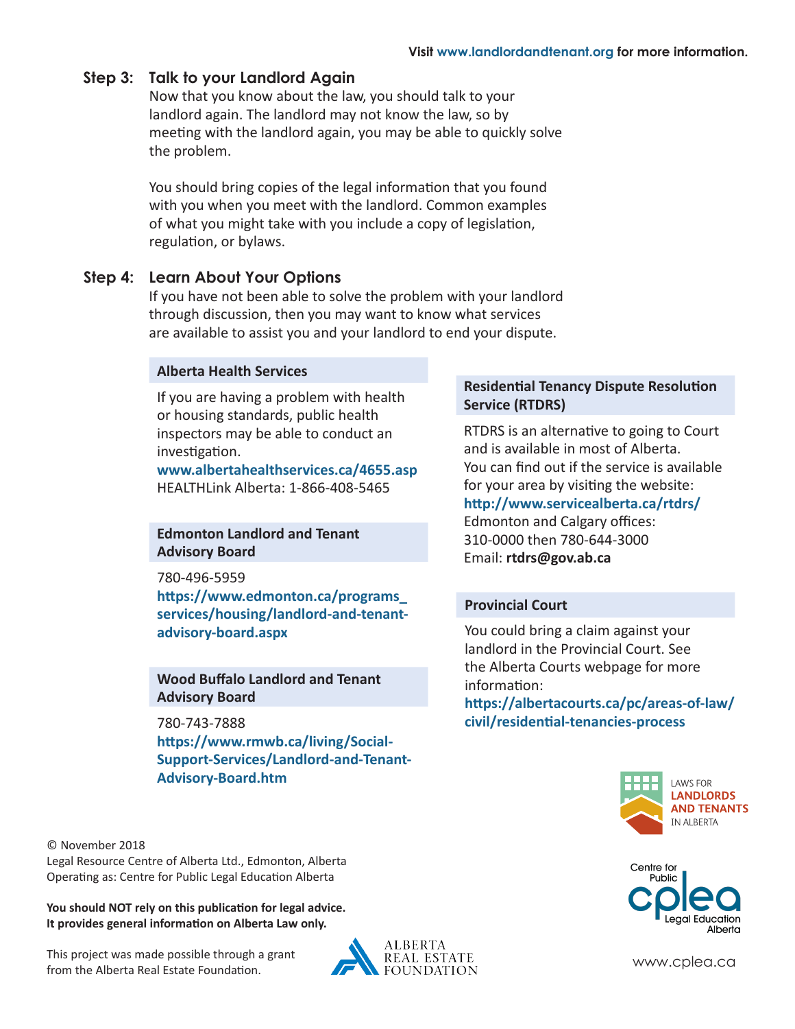Visit www.landlordandtenant.org for more information.

## Step 3: Talk to your Landlord Again

Now that you know about the law, you should talk to your landlord again. The landlord may not know the law, so by meeting with the landlord again, you may be able to quickly solve the problem.

You should bring copies of the legal information that you found with you when you meet with the landlord. Common examples of what you might take with you include a copy of legislation, regulation, or bylaws.

## Step 4: Learn About Your Options

If you have not been able to solve the problem with your landlord through discussion, then you may want to know what services are available to assist you and your landlord to end your dispute.

### Alberta Health Services

If you are having a problem with health or housing standards, public health inspectors may be able to conduct an investigation.

**www.albertahealthservices.ca/4655.asp**

HEALTHLink Alberta: 1-866-408-5465

### Edmonton Landlord and Tenant Advisory Board

780-496-5959

**https://www.edmonton.ca/programs_services/housing/landlord-and-tenant-advisory-board.aspx**

### Wood Buffalo Landlord and Tenant Advisory Board

780-743-7888

**https://www.rmwb.ca/living/Social-Support-Services/Landlord-and-Tenant-Advisory-Board.htm**

### Residential Tenancy Dispute Resolution Service (RTDRS)

RTDRS is an alternative to going to Court and is available in most of Alberta. You can find out if the service is available for your area by visiting the website:

**http://www.servicealberta.ca/rtdrs/**

Edmonton and Calgary offices:
310-0000 then 780-644-3000

Email: **rtdrs@gov.ab.ca**

### Provincial Court

You could bring a claim against your landlord in the Provincial Court. See the Alberta Courts webpage for more information:

**https://albertacourts.ca/pc/areas-of-law/civil/residential-tenancies-process**

LAWS FOR LANDLORDS AND TENANTS IN ALBERTA

© November 2018
Legal Resource Centre of Alberta Ltd., Edmonton, Alberta
Operating as: Centre for Public Legal Education Alberta

**You should NOT rely on this publication for legal advice. It provides general information on Alberta Law only.**

This project was made possible through a grant from the Alberta Real Estate Foundation.

ALBERTA REAL ESTATE FOUNDATION

Centre for Public Legal Education Alberta

www.cplea.ca